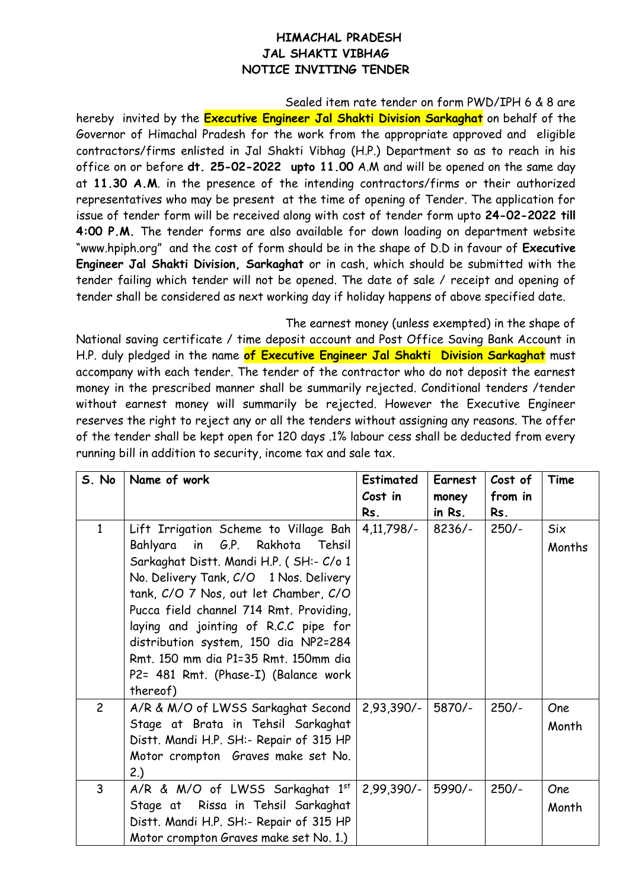# HIMACHAL PRADESH
## JAL SHAKTI VIBHAG
## NOTICE INVITING TENDER

Sealed item rate tender on form PWD/IPH 6 & 8 are hereby invited by the **Executive Engineer Jal Shakti Division Sarkaghat** on behalf of the Governor of Himachal Pradesh for the work from the appropriate approved and eligible contractors/firms enlisted in Jal Shakti Vibhag (H.P.) Department so as to reach in his office on or before **dt. 25-02-2022 upto 11.00** A.M and will be opened on the same day at **11.30 A.M**. in the presence of the intending contractors/firms or their authorized representatives who may be present at the time of opening of Tender. The application for issue of tender form will be received along with cost of tender form upto **24-02-2022 till 4:00 P.M.** The tender forms are also available for down loading on department website "www.hpiph.org" and the cost of form should be in the shape of D.D in favour of **Executive Engineer Jal Shakti Division, Sarkaghat** or in cash, which should be submitted with the tender failing which tender will not be opened. The date of sale / receipt and opening of tender shall be considered as next working day if holiday happens of above specified date.

The earnest money (unless exempted) in the shape of National saving certificate / time deposit account and Post Office Saving Bank Account in H.P. duly pledged in the name **of Executive Engineer Jal Shakti Division Sarkaghat** must accompany with each tender. The tender of the contractor who do not deposit the earnest money in the prescribed manner shall be summarily rejected. Conditional tenders /tender without earnest money will summarily be rejected. However the Executive Engineer reserves the right to reject any or all the tenders without assigning any reasons. The offer of the tender shall be kept open for 120 days .1% labour cess shall be deducted from every running bill in addition to security, income tax and sale tax.

| S. No | Name of work | Estimated Cost in Rs. | Earnest money in Rs. | Cost of from in Rs. | Time |
|---|---|---|---|---|---|
| 1 | Lift Irrigation Scheme to Village Bah Bahlyara in G.P. Rakhota Tehsil Sarkaghat Distt. Mandi H.P. ( SH:- C/o 1 No. Delivery Tank, C/O 1 Nos. Delivery tank, C/O 7 Nos, out let Chamber, C/O Pucca field channel 714 Rmt. Providing, laying and jointing of R.C.C pipe for distribution system, 150 dia NP2=284 Rmt. 150 mm dia P1=35 Rmt. 150mm dia P2= 481 Rmt. (Phase-I) (Balance work thereof) | 4,11,798/- | 8236/- | 250/- | Six Months |
| 2 | A/R & M/O of LWSS Sarkaghat Second Stage at Brata in Tehsil Sarkaghat Distt. Mandi H.P. SH:- Repair of 315 HP Motor crompton Graves make set No. 2.) | 2,93,390/- | 5870/- | 250/- | One Month |
| 3 | A/R & M/O of LWSS Sarkaghat 1st Stage at Rissa in Tehsil Sarkaghat Distt. Mandi H.P. SH:- Repair of 315 HP Motor crompton Graves make set No. 1.) | 2,99,390/- | 5990/- | 250/- | One Month |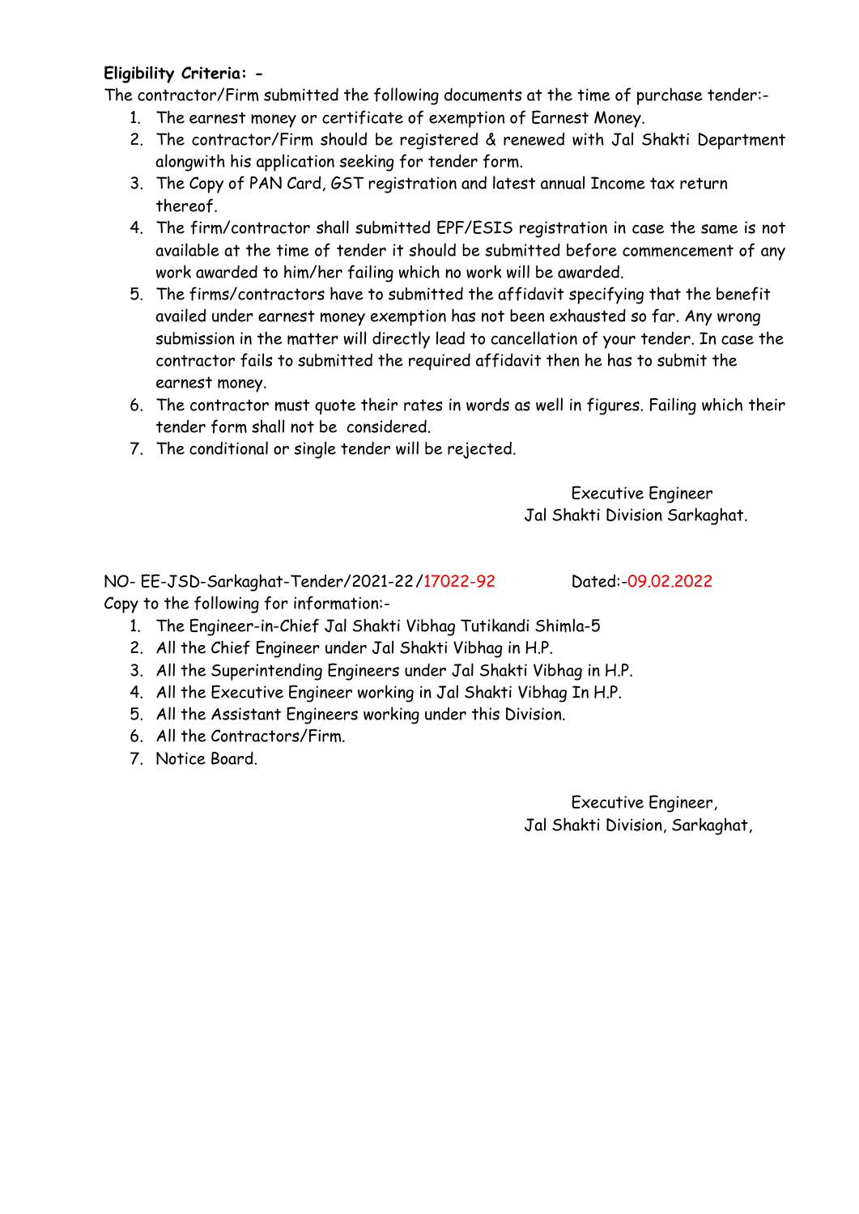**Eligibility Criteria: -**

The contractor/Firm submitted the following documents at the time of purchase tender:-

1. The earnest money or certificate of exemption of Earnest Money.
2. The contractor/Firm should be registered & renewed with Jal Shakti Department alongwith his application seeking for tender form.
3. The Copy of PAN Card, GST registration and latest annual Income tax return thereof.
4. The firm/contractor shall submitted EPF/ESIS registration in case the same is not available at the time of tender it should be submitted before commencement of any work awarded to him/her failing which no work will be awarded.
5. The firms/contractors have to submitted the affidavit specifying that the benefit availed under earnest money exemption has not been exhausted so far. Any wrong submission in the matter will directly lead to cancellation of your tender. In case the contractor fails to submitted the required affidavit then he has to submit the earnest money.
6. The contractor must quote their rates in words as well in figures. Failing which their tender form shall not be considered.
7. The conditional or single tender will be rejected.

Executive Engineer
Jal Shakti Division Sarkaghat.

NO- EE-JSD-Sarkaghat-Tender/2021-22/17022-92 Dated:-09.02.2022

Copy to the following for information:-

1. The Engineer-in-Chief Jal Shakti Vibhag Tutikandi Shimla-5
2. All the Chief Engineer under Jal Shakti Vibhag in H.P.
3. All the Superintending Engineers under Jal Shakti Vibhag in H.P.
4. All the Executive Engineer working in Jal Shakti Vibhag In H.P.
5. All the Assistant Engineers working under this Division.
6. All the Contractors/Firm.
7. Notice Board.

Executive Engineer,
Jal Shakti Division, Sarkaghat,